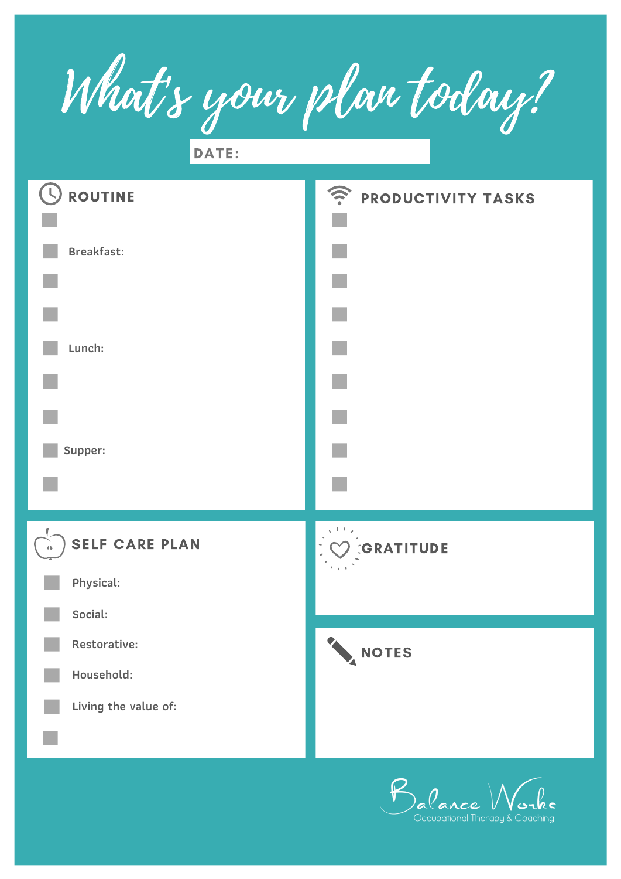# What's your plan today?

**DATE:**

## ROUTINE

- [ ] 
- [ ] Breakfast:
- [ ] 
- [ ] 
- [ ] Lunch:
- [ ] 
- [ ] 
- [ ] Supper:
- [ ] 

## PRODUCTIVITY TASKS

- [ ] 
- [ ] 
- [ ] 
- [ ] 
- [ ] 
- [ ] 
- [ ] 
- [ ] 
- [ ] 

## SELF CARE PLAN

- [ ] Physical:
- [ ] Social:
- [ ] Restorative:
- [ ] Household:
- [ ] Living the value of:
- [ ] 

## GRATITUDE

## NOTES

Balance Works
Occupational Therapy & Coaching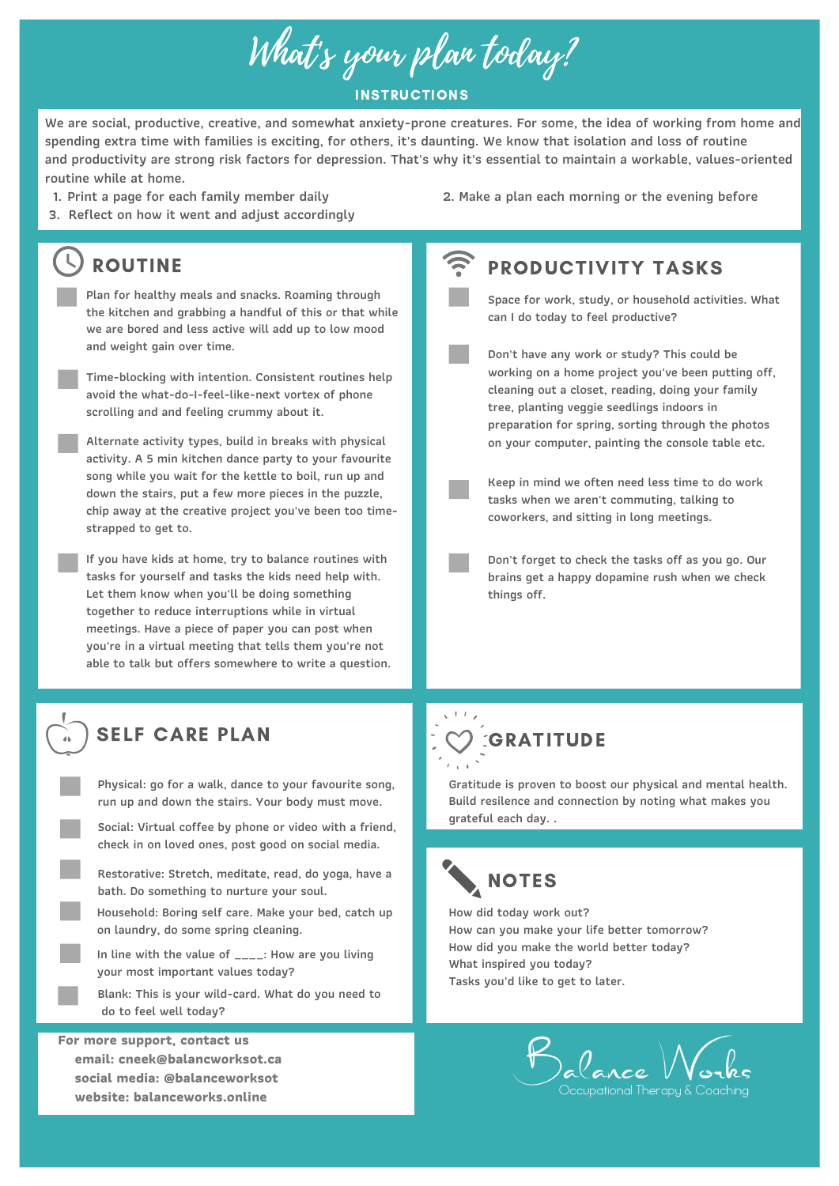# What's your plan today?

## INSTRUCTIONS

We are social, productive, creative, and somewhat anxiety-prone creatures. For some, the idea of working from home and spending extra time with families is exciting, for others, it's daunting. We know that isolation and loss of routine and productivity are strong risk factors for depression. That's why it's essential to maintain a workable, values-oriented routine while at home.

1. Print a page for each family member daily
2. Make a plan each morning or the evening before
3. Reflect on how it went and adjust accordingly

## ROUTINE

- [ ] Plan for healthy meals and snacks. Roaming through the kitchen and grabbing a handful of this or that while we are bored and less active will add up to low mood and weight gain over time.
- [ ] Time-blocking with intention. Consistent routines help avoid the what-do-I-feel-like-next vortex of phone scrolling and and feeling crummy about it.
- [ ] Alternate activity types, build in breaks with physical activity. A 5 min kitchen dance party to your favourite song while you wait for the kettle to boil, run up and down the stairs, put a few more pieces in the puzzle, chip away at the creative project you've been too time-strapped to get to.
- [ ] If you have kids at home, try to balance routines with tasks for yourself and tasks the kids need help with. Let them know when you'll be doing something together to reduce interruptions while in virtual meetings. Have a piece of paper you can post when you're in a virtual meeting that tells them you're not able to talk but offers somewhere to write a question.

## PRODUCTIVITY TASKS

- [ ] Space for work, study, or household activities. What can I do today to feel productive?
- [ ] Don't have any work or study? This could be working on a home project you've been putting off, cleaning out a closet, reading, doing your family tree, planting veggie seedlings indoors in preparation for spring, sorting through the photos on your computer, painting the console table etc.
- [ ] Keep in mind we often need less time to do work tasks when we aren't commuting, talking to coworkers, and sitting in long meetings.
- [ ] Don't forget to check the tasks off as you go. Our brains get a happy dopamine rush when we check things off.

## SELF CARE PLAN

- [ ] Physical: go for a walk, dance to your favourite song, run up and down the stairs. Your body must move.
- [ ] Social: Virtual coffee by phone or video with a friend, check in on loved ones, post good on social media.
- [ ] Restorative: Stretch, meditate, read, do yoga, have a bath. Do something to nurture your soul.
- [ ] Household: Boring self care. Make your bed, catch up on laundry, do some spring cleaning.
- [ ] In line with the value of ____: How are you living your most important values today?
- [ ] Blank: This is your wild-card. What do you need to do to feel well today?

## GRATITUDE

Gratitude is proven to boost our physical and mental health. Build resilence and connection by noting what makes you grateful each day. .

## NOTES

How did today work out?
How can you make your life better tomorrow?
How did you make the world better today?
What inspired you today?
Tasks you'd like to get to later.

**For more support, contact us**
**email: cneek@balancworksot.ca**
**social media: @balanceworksot**
**website: balanceworks.online**

Balance Works
Occupational Therapy & Coaching